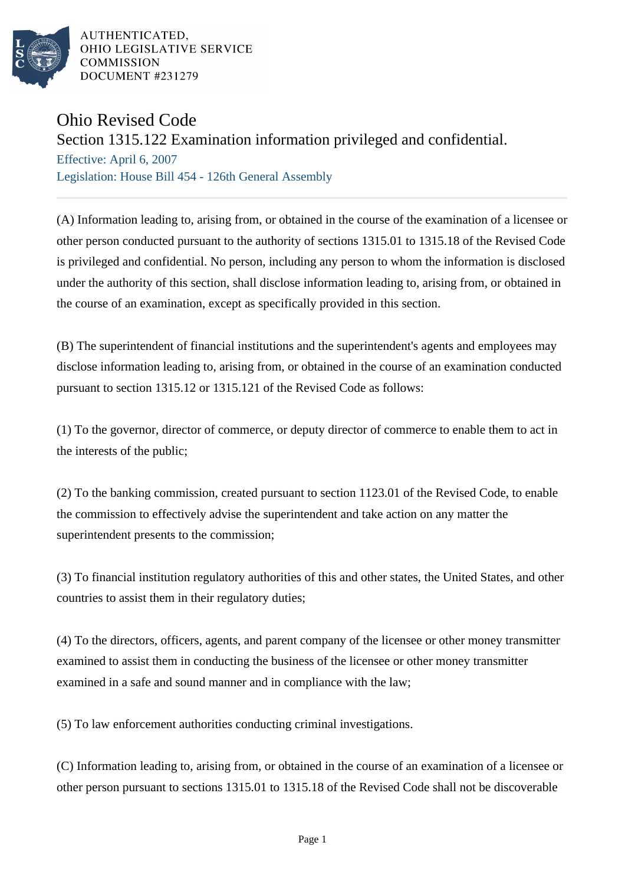AUTHENTICATED,
OHIO LEGISLATIVE SERVICE
COMMISSION
DOCUMENT #231279

# Ohio Revised Code

## Section 1315.122 Examination information privileged and confidential.

Effective: April 6, 2007

Legislation: House Bill 454 - 126th General Assembly

---

(A) Information leading to, arising from, or obtained in the course of the examination of a licensee or other person conducted pursuant to the authority of sections 1315.01 to 1315.18 of the Revised Code is privileged and confidential. No person, including any person to whom the information is disclosed under the authority of this section, shall disclose information leading to, arising from, or obtained in the course of an examination, except as specifically provided in this section.

(B) The superintendent of financial institutions and the superintendent's agents and employees may disclose information leading to, arising from, or obtained in the course of an examination conducted pursuant to section 1315.12 or 1315.121 of the Revised Code as follows:

(1) To the governor, director of commerce, or deputy director of commerce to enable them to act in the interests of the public;

(2) To the banking commission, created pursuant to section 1123.01 of the Revised Code, to enable the commission to effectively advise the superintendent and take action on any matter the superintendent presents to the commission;

(3) To financial institution regulatory authorities of this and other states, the United States, and other countries to assist them in their regulatory duties;

(4) To the directors, officers, agents, and parent company of the licensee or other money transmitter examined to assist them in conducting the business of the licensee or other money transmitter examined in a safe and sound manner and in compliance with the law;

(5) To law enforcement authorities conducting criminal investigations.

(C) Information leading to, arising from, or obtained in the course of an examination of a licensee or other person pursuant to sections 1315.01 to 1315.18 of the Revised Code shall not be discoverable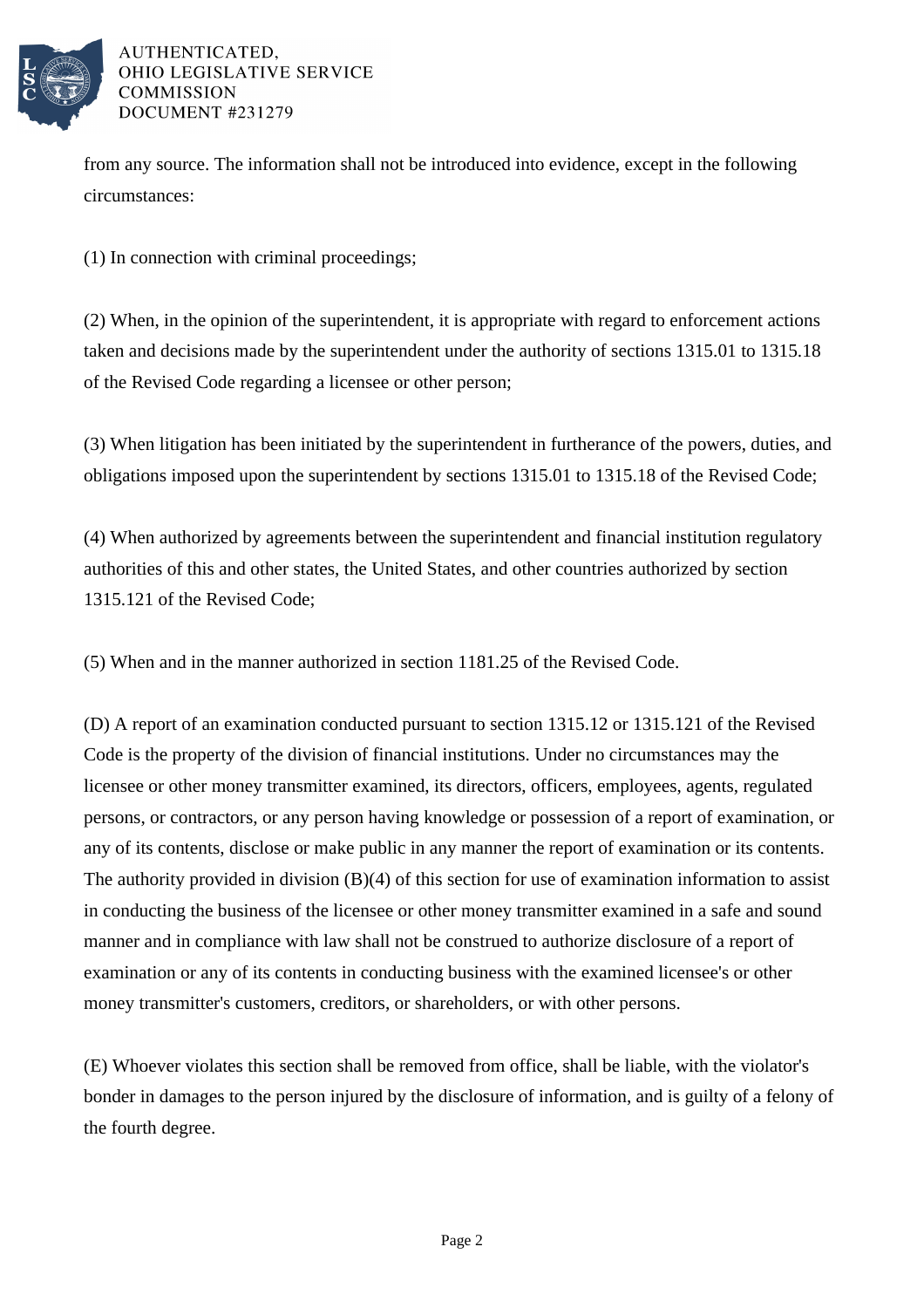from any source. The information shall not be introduced into evidence, except in the following circumstances:

(1) In connection with criminal proceedings;

(2) When, in the opinion of the superintendent, it is appropriate with regard to enforcement actions taken and decisions made by the superintendent under the authority of sections 1315.01 to 1315.18 of the Revised Code regarding a licensee or other person;

(3) When litigation has been initiated by the superintendent in furtherance of the powers, duties, and obligations imposed upon the superintendent by sections 1315.01 to 1315.18 of the Revised Code;

(4) When authorized by agreements between the superintendent and financial institution regulatory authorities of this and other states, the United States, and other countries authorized by section 1315.121 of the Revised Code;

(5) When and in the manner authorized in section 1181.25 of the Revised Code.

(D) A report of an examination conducted pursuant to section 1315.12 or 1315.121 of the Revised Code is the property of the division of financial institutions. Under no circumstances may the licensee or other money transmitter examined, its directors, officers, employees, agents, regulated persons, or contractors, or any person having knowledge or possession of a report of examination, or any of its contents, disclose or make public in any manner the report of examination or its contents. The authority provided in division (B)(4) of this section for use of examination information to assist in conducting the business of the licensee or other money transmitter examined in a safe and sound manner and in compliance with law shall not be construed to authorize disclosure of a report of examination or any of its contents in conducting business with the examined licensee's or other money transmitter's customers, creditors, or shareholders, or with other persons.

(E) Whoever violates this section shall be removed from office, shall be liable, with the violator's bonder in damages to the person injured by the disclosure of information, and is guilty of a felony of the fourth degree.